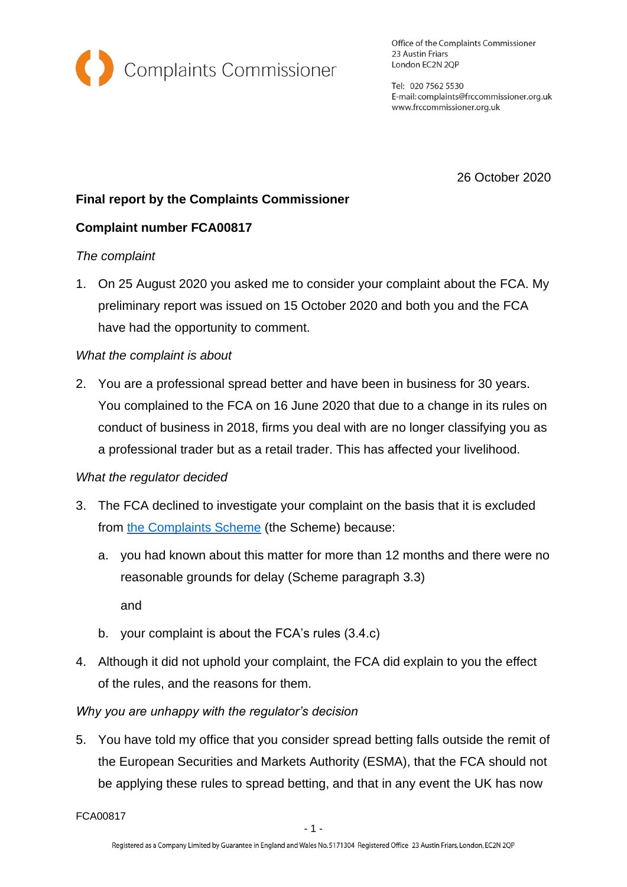Complaints Commissioner

Office of the Complaints Commissioner
23 Austin Friars
London EC2N 2QP

Tel: 020 7562 5530
E-mail: complaints@frccommissioner.org.uk
www.frccommissioner.org.uk

26 October 2020

**Final report by the Complaints Commissioner**

**Complaint number FCA00817**

*The complaint*

1. On 25 August 2020 you asked me to consider your complaint about the FCA. My preliminary report was issued on 15 October 2020 and both you and the FCA have had the opportunity to comment.

*What the complaint is about*

2. You are a professional spread better and have been in business for 30 years. You complained to the FCA on 16 June 2020 that due to a change in its rules on conduct of business in 2018, firms you deal with are no longer classifying you as a professional trader but as a retail trader. This has affected your livelihood.

*What the regulator decided*

3. The FCA declined to investigate your complaint on the basis that it is excluded from [the Complaints Scheme] (the Scheme) because:

   a. you had known about this matter for more than 12 months and there were no reasonable grounds for delay (Scheme paragraph 3.3)

      and

   b. your complaint is about the FCA's rules (3.4.c)

4. Although it did not uphold your complaint, the FCA did explain to you the effect of the rules, and the reasons for them.

*Why you are unhappy with the regulator's decision*

5. You have told my office that you consider spread betting falls outside the remit of the European Securities and Markets Authority (ESMA), that the FCA should not be applying these rules to spread betting, and that in any event the UK has now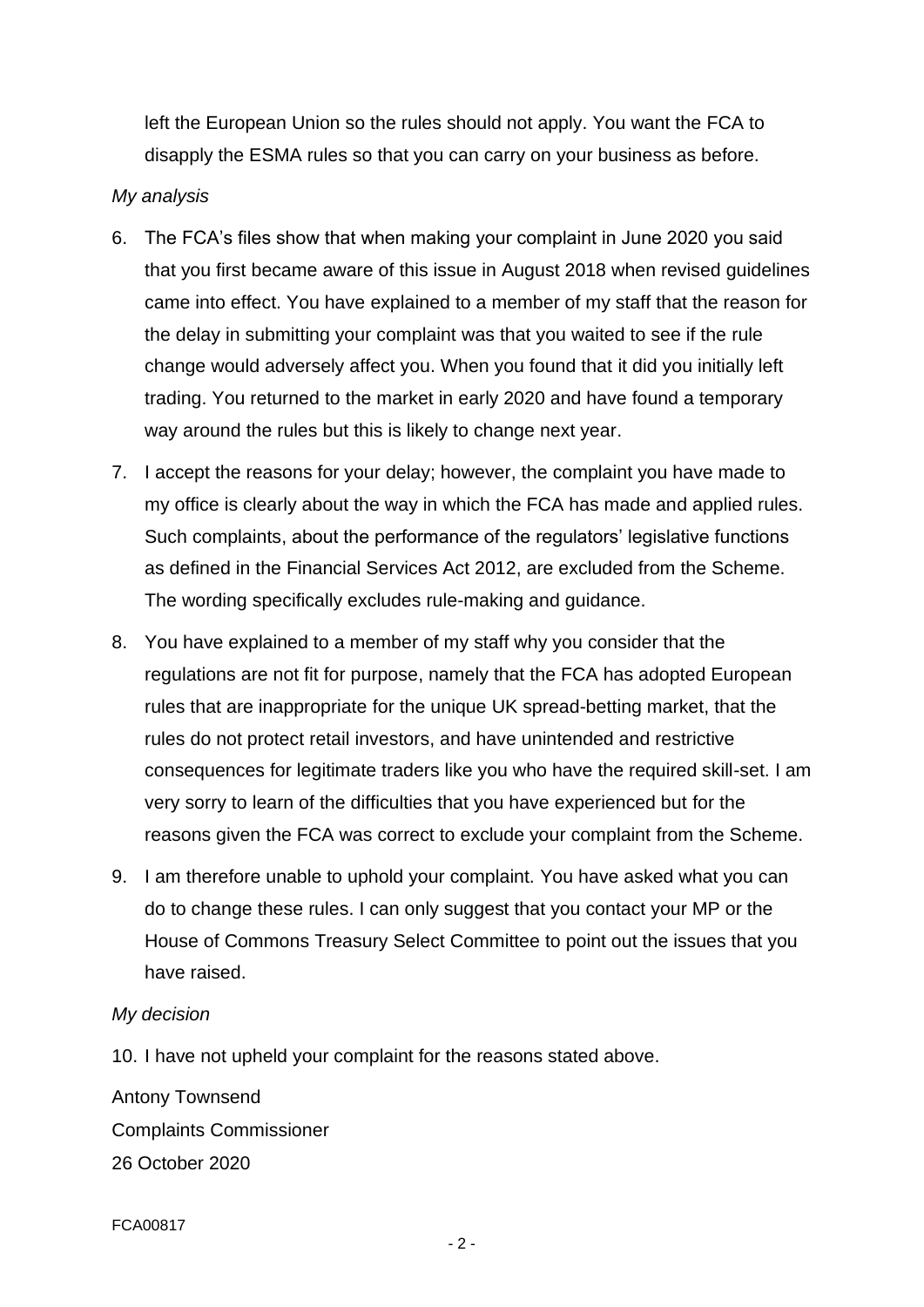left the European Union so the rules should not apply. You want the FCA to disapply the ESMA rules so that you can carry on your business as before.

*My analysis*

6. The FCA's files show that when making your complaint in June 2020 you said that you first became aware of this issue in August 2018 when revised guidelines came into effect. You have explained to a member of my staff that the reason for the delay in submitting your complaint was that you waited to see if the rule change would adversely affect you. When you found that it did you initially left trading. You returned to the market in early 2020 and have found a temporary way around the rules but this is likely to change next year.

7. I accept the reasons for your delay; however, the complaint you have made to my office is clearly about the way in which the FCA has made and applied rules. Such complaints, about the performance of the regulators' legislative functions as defined in the Financial Services Act 2012, are excluded from the Scheme. The wording specifically excludes rule-making and guidance.

8. You have explained to a member of my staff why you consider that the regulations are not fit for purpose, namely that the FCA has adopted European rules that are inappropriate for the unique UK spread-betting market, that the rules do not protect retail investors, and have unintended and restrictive consequences for legitimate traders like you who have the required skill-set. I am very sorry to learn of the difficulties that you have experienced but for the reasons given the FCA was correct to exclude your complaint from the Scheme.

9. I am therefore unable to uphold your complaint. You have asked what you can do to change these rules. I can only suggest that you contact your MP or the House of Commons Treasury Select Committee to point out the issues that you have raised.

*My decision*

10. I have not upheld your complaint for the reasons stated above.

Antony Townsend
Complaints Commissioner
26 October 2020

FCA00817